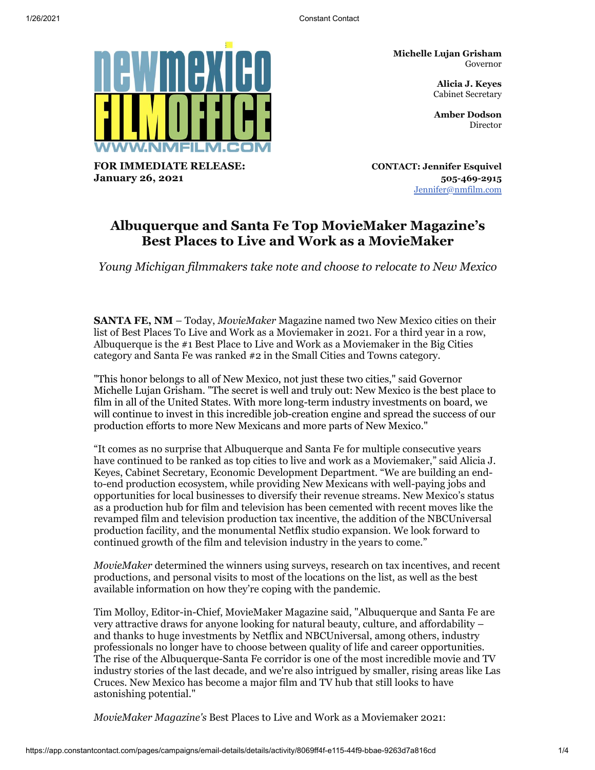**Michelle Lujan Grisham**
Governor

**Alicia J. Keyes**
Cabinet Secretary

**Amber Dodson**
Director

**FOR IMMEDIATE RELEASE:**
**January 26, 2021**

**CONTACT: Jennifer Esquivel**
**505-469-2915**
Jennifer@nmfilm.com

# Albuquerque and Santa Fe Top MovieMaker Magazine's Best Places to Live and Work as a MovieMaker

*Young Michigan filmmakers take note and choose to relocate to New Mexico*

**SANTA FE, NM** – Today, *MovieMaker* Magazine named two New Mexico cities on their list of Best Places To Live and Work as a Moviemaker in 2021. For a third year in a row, Albuquerque is the #1 Best Place to Live and Work as a Moviemaker in the Big Cities category and Santa Fe was ranked #2 in the Small Cities and Towns category.

"This honor belongs to all of New Mexico, not just these two cities," said Governor Michelle Lujan Grisham. "The secret is well and truly out: New Mexico is the best place to film in all of the United States. With more long-term industry investments on board, we will continue to invest in this incredible job-creation engine and spread the success of our production efforts to more New Mexicans and more parts of New Mexico."

"It comes as no surprise that Albuquerque and Santa Fe for multiple consecutive years have continued to be ranked as top cities to live and work as a Moviemaker," said Alicia J. Keyes, Cabinet Secretary, Economic Development Department. "We are building an end-to-end production ecosystem, while providing New Mexicans with well-paying jobs and opportunities for local businesses to diversify their revenue streams. New Mexico's status as a production hub for film and television has been cemented with recent moves like the revamped film and television production tax incentive, the addition of the NBCUniversal production facility, and the monumental Netflix studio expansion. We look forward to continued growth of the film and television industry in the years to come."

*MovieMaker* determined the winners using surveys, research on tax incentives, and recent productions, and personal visits to most of the locations on the list, as well as the best available information on how they're coping with the pandemic.

Tim Molloy, Editor-in-Chief, MovieMaker Magazine said, "Albuquerque and Santa Fe are very attractive draws for anyone looking for natural beauty, culture, and affordability – and thanks to huge investments by Netflix and NBCUniversal, among others, industry professionals no longer have to choose between quality of life and career opportunities. The rise of the Albuquerque-Santa Fe corridor is one of the most incredible movie and TV industry stories of the last decade, and we're also intrigued by smaller, rising areas like Las Cruces. New Mexico has become a major film and TV hub that still looks to have astonishing potential."

*MovieMaker Magazine's* Best Places to Live and Work as a Moviemaker 2021: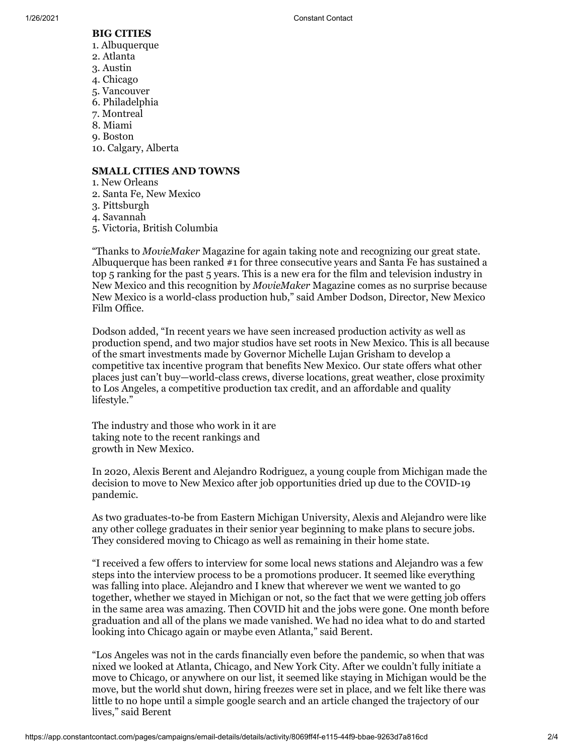**BIG CITIES**

1. Albuquerque
2. Atlanta
3. Austin
4. Chicago
5. Vancouver
6. Philadelphia
7. Montreal
8. Miami
9. Boston
10. Calgary, Alberta

**SMALL CITIES AND TOWNS**

1. New Orleans
2. Santa Fe, New Mexico
3. Pittsburgh
4. Savannah
5. Victoria, British Columbia

"Thanks to *MovieMaker* Magazine for again taking note and recognizing our great state. Albuquerque has been ranked #1 for three consecutive years and Santa Fe has sustained a top 5 ranking for the past 5 years. This is a new era for the film and television industry in New Mexico and this recognition by *MovieMaker* Magazine comes as no surprise because New Mexico is a world-class production hub," said Amber Dodson, Director, New Mexico Film Office.

Dodson added, "In recent years we have seen increased production activity as well as production spend, and two major studios have set roots in New Mexico. This is all because of the smart investments made by Governor Michelle Lujan Grisham to develop a competitive tax incentive program that benefits New Mexico. Our state offers what other places just can't buy—world-class crews, diverse locations, great weather, close proximity to Los Angeles, a competitive production tax credit, and an affordable and quality lifestyle."

The industry and those who work in it are taking note to the recent rankings and growth in New Mexico.

In 2020, Alexis Berent and Alejandro Rodriguez, a young couple from Michigan made the decision to move to New Mexico after job opportunities dried up due to the COVID-19 pandemic.

As two graduates-to-be from Eastern Michigan University, Alexis and Alejandro were like any other college graduates in their senior year beginning to make plans to secure jobs. They considered moving to Chicago as well as remaining in their home state.

"I received a few offers to interview for some local news stations and Alejandro was a few steps into the interview process to be a promotions producer. It seemed like everything was falling into place. Alejandro and I knew that wherever we went we wanted to go together, whether we stayed in Michigan or not, so the fact that we were getting job offers in the same area was amazing. Then COVID hit and the jobs were gone. One month before graduation and all of the plans we made vanished. We had no idea what to do and started looking into Chicago again or maybe even Atlanta," said Berent.

"Los Angeles was not in the cards financially even before the pandemic, so when that was nixed we looked at Atlanta, Chicago, and New York City. After we couldn't fully initiate a move to Chicago, or anywhere on our list, it seemed like staying in Michigan would be the move, but the world shut down, hiring freezes were set in place, and we felt like there was little to no hope until a simple google search and an article changed the trajectory of our lives," said Berent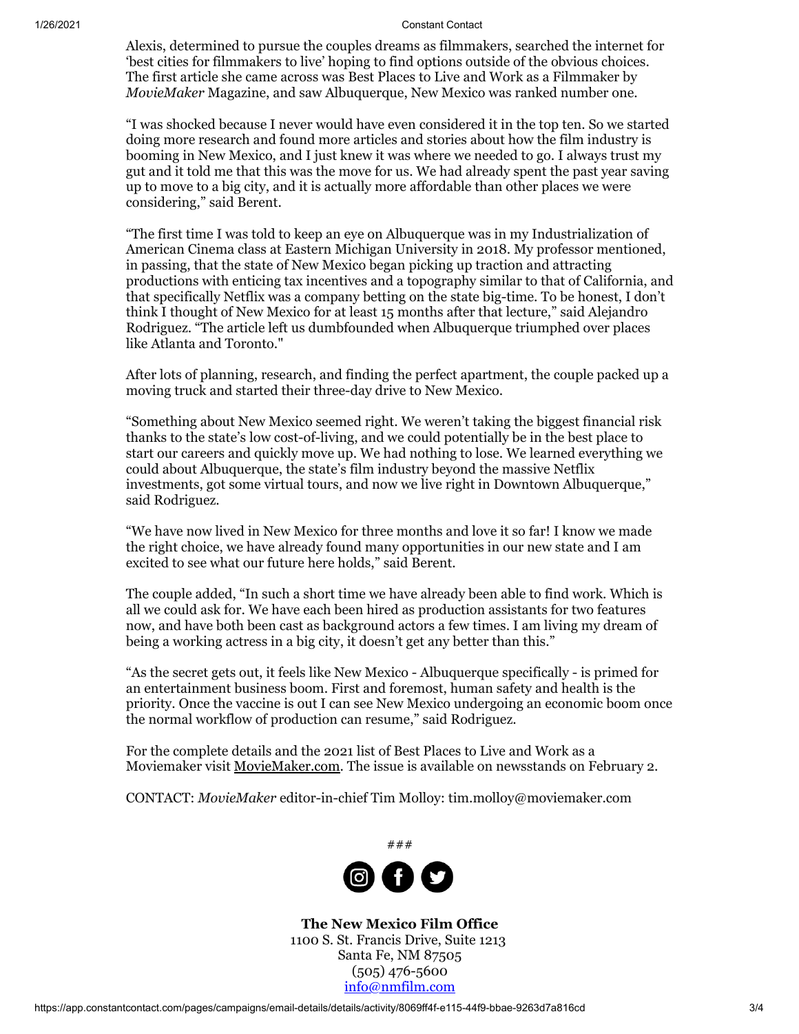Alexis, determined to pursue the couples dreams as filmmakers, searched the internet for 'best cities for filmmakers to live' hoping to find options outside of the obvious choices. The first article she came across was Best Places to Live and Work as a Filmmaker by *MovieMaker* Magazine, and saw Albuquerque, New Mexico was ranked number one.

"I was shocked because I never would have even considered it in the top ten. So we started doing more research and found more articles and stories about how the film industry is booming in New Mexico, and I just knew it was where we needed to go. I always trust my gut and it told me that this was the move for us. We had already spent the past year saving up to move to a big city, and it is actually more affordable than other places we were considering," said Berent.

"The first time I was told to keep an eye on Albuquerque was in my Industrialization of American Cinema class at Eastern Michigan University in 2018. My professor mentioned, in passing, that the state of New Mexico began picking up traction and attracting productions with enticing tax incentives and a topography similar to that of California, and that specifically Netflix was a company betting on the state big-time. To be honest, I don't think I thought of New Mexico for at least 15 months after that lecture," said Alejandro Rodriguez. "The article left us dumbfounded when Albuquerque triumphed over places like Atlanta and Toronto."

After lots of planning, research, and finding the perfect apartment, the couple packed up a moving truck and started their three-day drive to New Mexico.

"Something about New Mexico seemed right. We weren't taking the biggest financial risk thanks to the state's low cost-of-living, and we could potentially be in the best place to start our careers and quickly move up. We had nothing to lose. We learned everything we could about Albuquerque, the state's film industry beyond the massive Netflix investments, got some virtual tours, and now we live right in Downtown Albuquerque," said Rodriguez.

"We have now lived in New Mexico for three months and love it so far! I know we made the right choice, we have already found many opportunities in our new state and I am excited to see what our future here holds," said Berent.

The couple added, "In such a short time we have already been able to find work. Which is all we could ask for. We have each been hired as production assistants for two features now, and have both been cast as background actors a few times. I am living my dream of being a working actress in a big city, it doesn't get any better than this."

"As the secret gets out, it feels like New Mexico - Albuquerque specifically - is primed for an entertainment business boom. First and foremost, human safety and health is the priority. Once the vaccine is out I can see New Mexico undergoing an economic boom once the normal workflow of production can resume," said Rodriguez.

For the complete details and the 2021 list of Best Places to Live and Work as a Moviemaker visit MovieMaker.com. The issue is available on newsstands on February 2.

CONTACT: *MovieMaker* editor-in-chief Tim Molloy: tim.molloy@moviemaker.com

###

**The New Mexico Film Office**
1100 S. St. Francis Drive, Suite 1213
Santa Fe, NM 87505
(505) 476-5600
info@nmfilm.com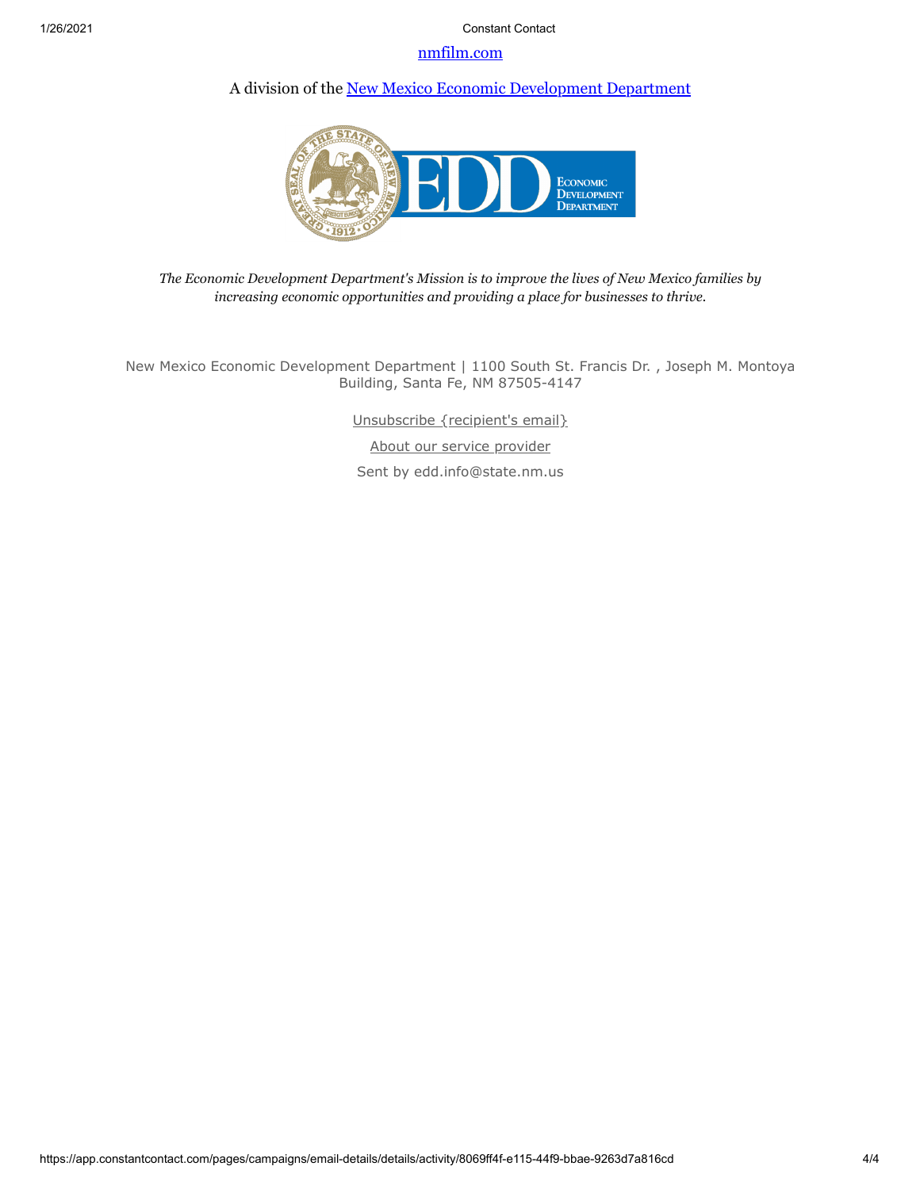[nmfilm.com](nmfilm.com)

A division of the [New Mexico Economic Development Department]()

*The Economic Development Department's Mission is to improve the lives of New Mexico families by increasing economic opportunities and providing a place for businesses to thrive.*

New Mexico Economic Development Department | 1100 South St. Francis Dr. , Joseph M. Montoya Building, Santa Fe, NM 87505-4147

Unsubscribe {recipient's email}

About our service provider

Sent by edd.info@state.nm.us